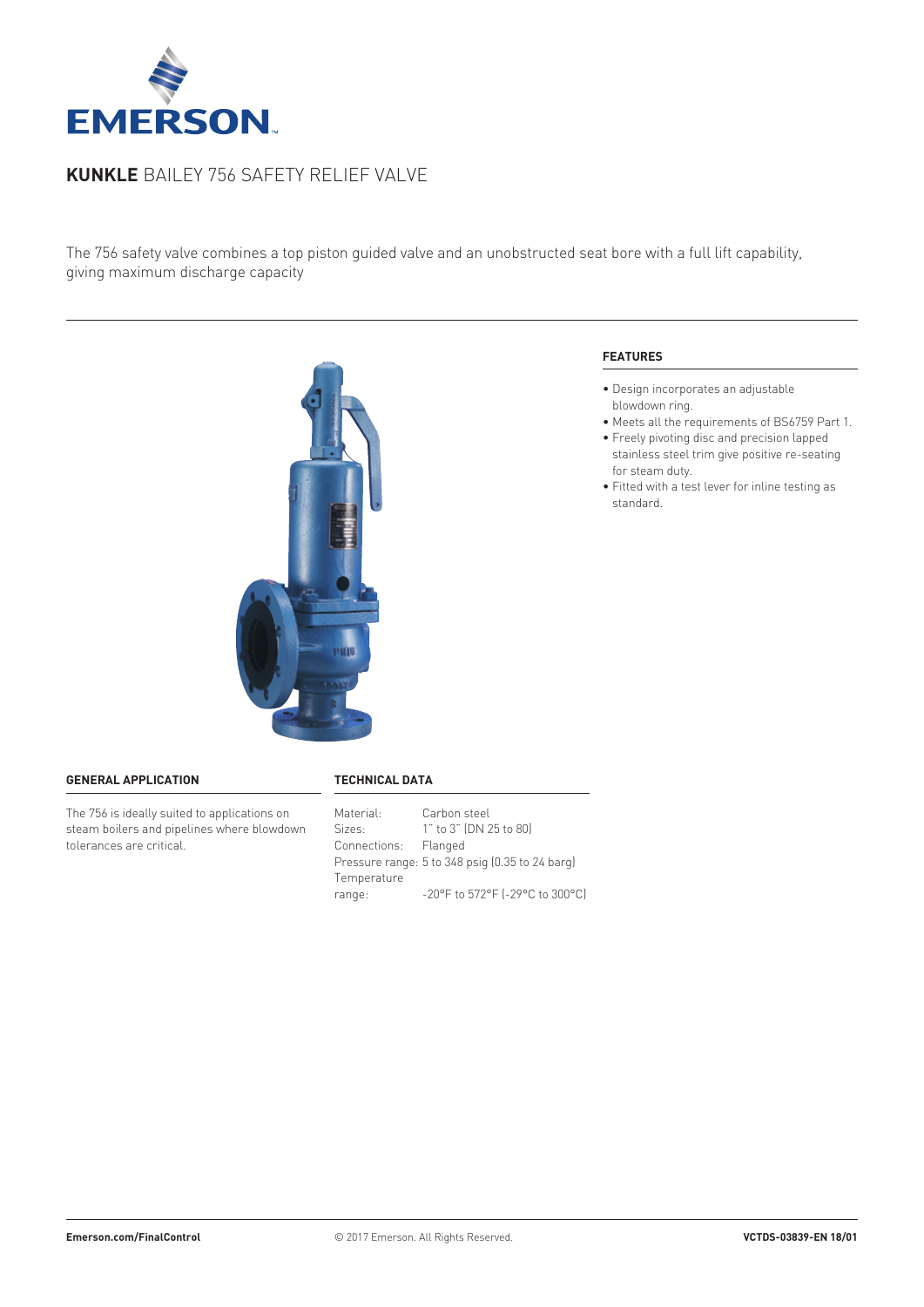# **KUNKLE** BAILEY 756 SAFETY RELIEF VALVE

The 756 safety valve combines a top piston guided valve and an unobstructed seat bore with a full lift capability, giving maximum discharge capacity

## FEATURES

- Design incorporates an adjustable blowdown ring.
- Meets all the requirements of BS6759 Part 1.
- Freely pivoting disc and precision lapped stainless steel trim give positive re-seating for steam duty.
- Fitted with a test lever for inline testing as standard.

## GENERAL APPLICATION

The 756 is ideally suited to applications on steam boilers and pipelines where blowdown tolerances are critical.

## TECHNICAL DATA

| | |
|---|---|
| Material: | Carbon steel |
| Sizes: | 1" to 3" (DN 25 to 80) |
| Connections: | Flanged |
| Pressure range: | 5 to 348 psig (0.35 to 24 barg) |
| Temperature range: | -20°F to 572°F (-29°C to 300°C) |

Emerson.com/FinalControl

© 2017 Emerson. All Rights Reserved.

VCTDS-03839-EN 18/01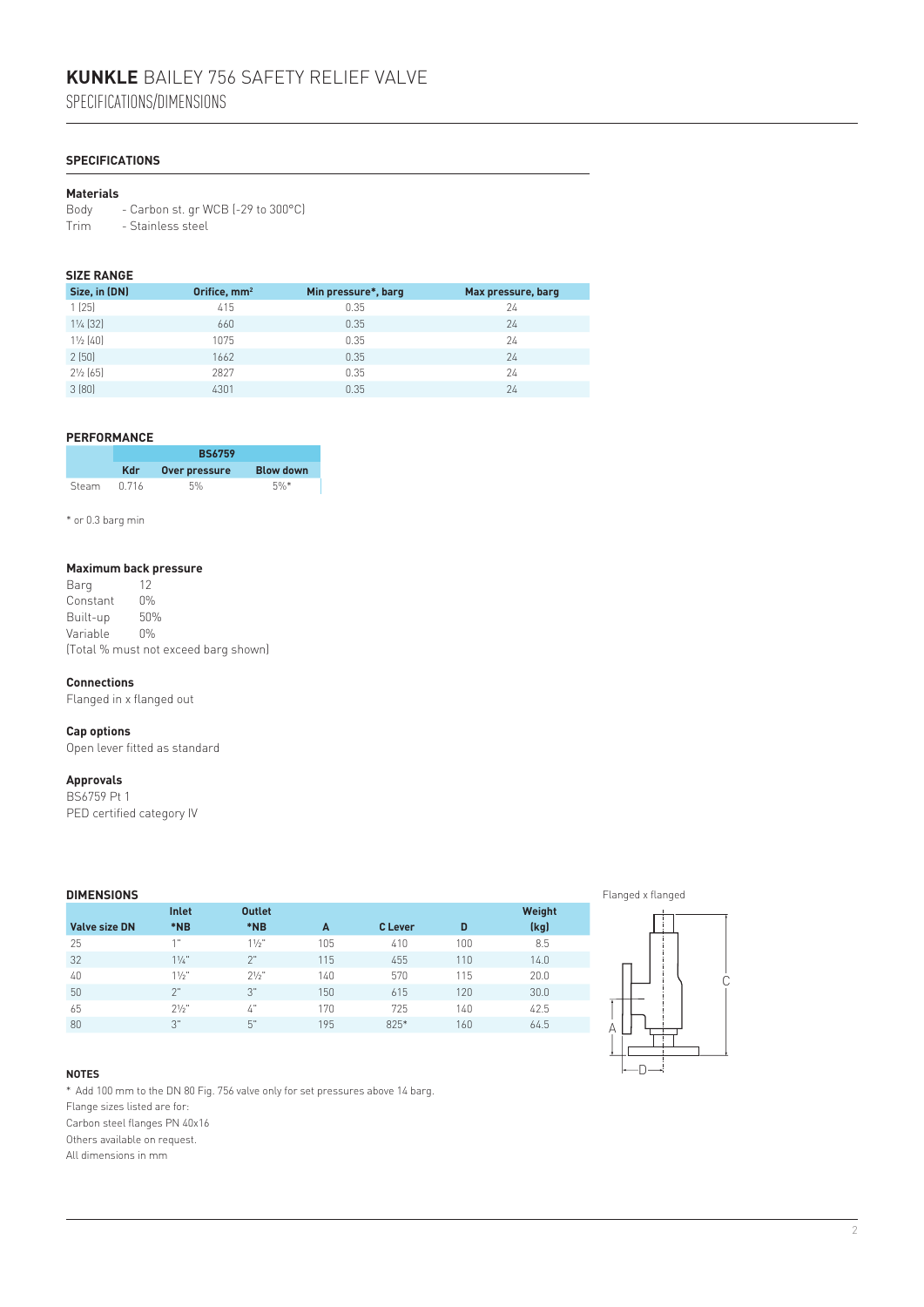# KUNKLE BAILEY 756 SAFETY RELIEF VALVE

SPECIFICATIONS/DIMENSIONS

## SPECIFICATIONS

### Materials

Body - Carbon st. gr WCB (-29 to 300°C)
Trim - Stainless steel

### SIZE RANGE

| Size, in (DN) | Orifice, mm² | Min pressure*, barg | Max pressure, barg |
|---|---|---|---|
| 1 (25) | 415 | 0.35 | 24 |
| 1¼ (32) | 660 | 0.35 | 24 |
| 1½ (40) | 1075 | 0.35 | 24 |
| 2 (50) | 1662 | 0.35 | 24 |
| 2½ (65) | 2827 | 0.35 | 24 |
| 3 (80) | 4301 | 0.35 | 24 |

### PERFORMANCE

| | BS6759 | | |
|---|---|---|---|
| | Kdr | Over pressure | Blow down |
| Steam | 0.716 | 5% | 5%* |

\* or 0.3 barg min

### Maximum back pressure

| | |
|---|---|
| Barg | 12 |
| Constant | 0% |
| Built-up | 50% |
| Variable | 0% |

(Total % must not exceed barg shown)

### Connections

Flanged in x flanged out

### Cap options

Open lever fitted as standard

### Approvals

BS6759 Pt 1
PED certified category IV

### DIMENSIONS

| Valve size DN | Inlet *NB | Outlet *NB | A | C Lever | D | Weight (kg) |
|---|---|---|---|---|---|---|
| 25 | 1" | 1½" | 105 | 410 | 100 | 8.5 |
| 32 | 1¼" | 2" | 115 | 455 | 110 | 14.0 |
| 40 | 1½" | 2½" | 140 | 570 | 115 | 20.0 |
| 50 | 2" | 3" | 150 | 615 | 120 | 30.0 |
| 65 | 2½" | 4" | 170 | 725 | 140 | 42.5 |
| 80 | 3" | 5" | 195 | 825* | 160 | 64.5 |

Flanged x flanged

### NOTES

\* Add 100 mm to the DN 80 Fig. 756 valve only for set pressures above 14 barg.
Flange sizes listed are for:
Carbon steel flanges PN 40x16
Others available on request.
All dimensions in mm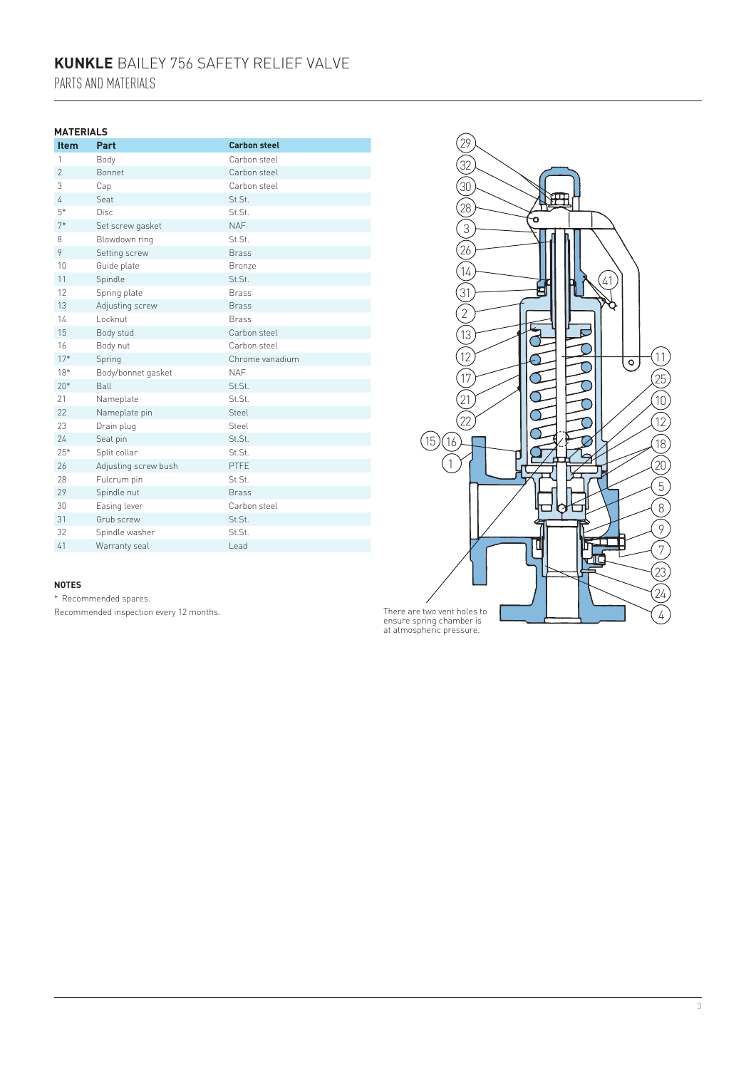# **KUNKLE** BAILEY 756 SAFETY RELIEF VALVE

## PARTS AND MATERIALS

### MATERIALS

| Item | Part | Carbon steel |
|---|---|---|
| 1 | Body | Carbon steel |
| 2 | Bonnet | Carbon steel |
| 3 | Cap | Carbon steel |
| 4 | Seat | St.St. |
| 5* | Disc | St.St. |
| 7* | Set screw gasket | NAF |
| 8 | Blowdown ring | St.St. |
| 9 | Setting screw | Brass |
| 10 | Guide plate | Bronze |
| 11 | Spindle | St.St. |
| 12 | Spring plate | Brass |
| 13 | Adjusting screw | Brass |
| 14 | Locknut | Brass |
| 15 | Body stud | Carbon steel |
| 16 | Body nut | Carbon steel |
| 17* | Spring | Chrome vanadium |
| 18* | Body/bonnet gasket | NAF |
| 20* | Ball | St.St. |
| 21 | Nameplate | St.St. |
| 22 | Nameplate pin | Steel |
| 23 | Drain plug | Steel |
| 24 | Seat pin | St.St. |
| 25* | Split collar | St.St. |
| 26 | Adjusting screw bush | PTFE |
| 28 | Fulcrum pin | St.St. |
| 29 | Spindle nut | Brass |
| 30 | Easing lever | Carbon steel |
| 31 | Grub screw | St.St. |
| 32 | Spindle washer | St.St. |
| 41 | Warranty seal | Lead |

### NOTES

* Recommended spares.

Recommended inspection every 12 months.

There are two vent holes to ensure spring chamber is at atmospheric pressure.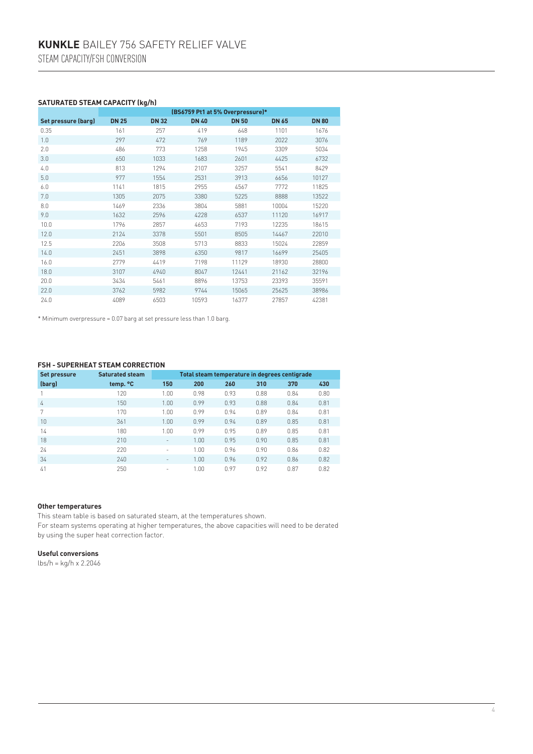# **KUNKLE** BAILEY 756 SAFETY RELIEF VALVE

STEAM CAPACITY/FSH CONVERSION

### SATURATED STEAM CAPACITY (kg/h)

| | (BS6759 Pt1 at 5% Overpressure)* | | | | | |
|---|---|---|---|---|---|---|
| **Set pressure (barg)** | **DN 25** | **DN 32** | **DN 40** | **DN 50** | **DN 65** | **DN 80** |
| 0.35 | 161 | 257 | 419 | 648 | 1101 | 1676 |
| 1.0 | 297 | 472 | 769 | 1189 | 2022 | 3076 |
| 2.0 | 486 | 773 | 1258 | 1945 | 3309 | 5034 |
| 3.0 | 650 | 1033 | 1683 | 2601 | 4425 | 6732 |
| 4.0 | 813 | 1294 | 2107 | 3257 | 5541 | 8429 |
| 5.0 | 977 | 1554 | 2531 | 3913 | 6656 | 10127 |
| 6.0 | 1141 | 1815 | 2955 | 4567 | 7772 | 11825 |
| 7.0 | 1305 | 2075 | 3380 | 5225 | 8888 | 13522 |
| 8.0 | 1469 | 2336 | 3804 | 5881 | 10004 | 15220 |
| 9.0 | 1632 | 2596 | 4228 | 6537 | 11120 | 16917 |
| 10.0 | 1796 | 2857 | 4653 | 7193 | 12235 | 18615 |
| 12.0 | 2124 | 3378 | 5501 | 8505 | 14467 | 22010 |
| 12.5 | 2206 | 3508 | 5713 | 8833 | 15024 | 22859 |
| 14.0 | 2451 | 3898 | 6350 | 9817 | 16699 | 25405 |
| 16.0 | 2779 | 4419 | 7198 | 11129 | 18930 | 28800 |
| 18.0 | 3107 | 4940 | 8047 | 12441 | 21162 | 32196 |
| 20.0 | 3434 | 5461 | 8896 | 13753 | 23393 | 35591 |
| 22.0 | 3762 | 5982 | 9744 | 15065 | 25625 | 38986 |
| 24.0 | 4089 | 6503 | 10593 | 16377 | 27857 | 42381 |

* Minimum overpressure = 0.07 barg at set pressure less than 1.0 barg.

### FSH - SUPERHEAT STEAM CORRECTION

| Set pressure | Saturated steam | Total steam temperature in degrees centigrade | | | | | |
|---|---|---|---|---|---|---|---|
| **(barg)** | **temp. °C** | **150** | **200** | **260** | **310** | **370** | **430** |
| 1 | 120 | 1.00 | 0.98 | 0.93 | 0.88 | 0.84 | 0.80 |
| 4 | 150 | 1.00 | 0.99 | 0.93 | 0.88 | 0.84 | 0.81 |
| 7 | 170 | 1.00 | 0.99 | 0.94 | 0.89 | 0.84 | 0.81 |
| 10 | 361 | 1.00 | 0.99 | 0.94 | 0.89 | 0.85 | 0.81 |
| 14 | 180 | 1.00 | 0.99 | 0.95 | 0.89 | 0.85 | 0.81 |
| 18 | 210 | - | 1.00 | 0.95 | 0.90 | 0.85 | 0.81 |
| 24 | 220 | - | 1.00 | 0.96 | 0.90 | 0.86 | 0.82 |
| 34 | 240 | - | 1.00 | 0.96 | 0.92 | 0.86 | 0.82 |
| 41 | 250 | - | 1.00 | 0.97 | 0.92 | 0.87 | 0.82 |

**Other temperatures**

This steam table is based on saturated steam, at the temperatures shown.
For steam systems operating at higher temperatures, the above capacities will need to be derated by using the super heat correction factor.

**Useful conversions**

lbs/h = kg/h x 2.2046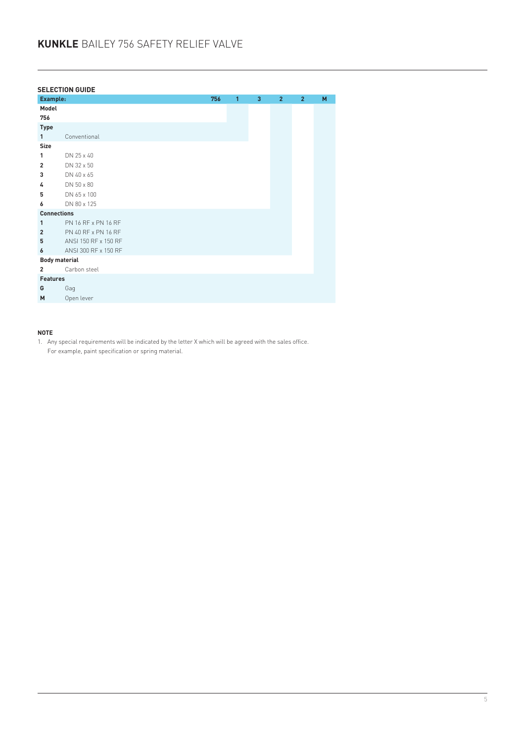# **KUNKLE** BAILEY 756 SAFETY RELIEF VALVE

## SELECTION GUIDE

| **Example:** | | **756** | **1** | **3** | **2** | **2** | **M** |
|---|---|---|---|---|---|---|---|
| **Model** | | | | | | | |
| **756** | | | | | | | |
| **Type** | | | | | | | |
| **1** | Conventional | | | | | | |
| **Size** | | | | | | | |
| **1** | DN 25 x 40 | | | | | | |
| **2** | DN 32 x 50 | | | | | | |
| **3** | DN 40 x 65 | | | | | | |
| **4** | DN 50 x 80 | | | | | | |
| **5** | DN 65 x 100 | | | | | | |
| **6** | DN 80 x 125 | | | | | | |
| **Connections** | | | | | | | |
| **1** | PN 16 RF x PN 16 RF | | | | | | |
| **2** | PN 40 RF x PN 16 RF | | | | | | |
| **5** | ANSI 150 RF x 150 RF | | | | | | |
| **6** | ANSI 300 RF x 150 RF | | | | | | |
| **Body material** | | | | | | | |
| **2** | Carbon steel | | | | | | |
| **Features** | | | | | | | |
| **G** | Gag | | | | | | |
| **M** | Open lever | | | | | | |

**NOTE**

1. Any special requirements will be indicated by the letter X which will be agreed with the sales office. For example, paint specification or spring material.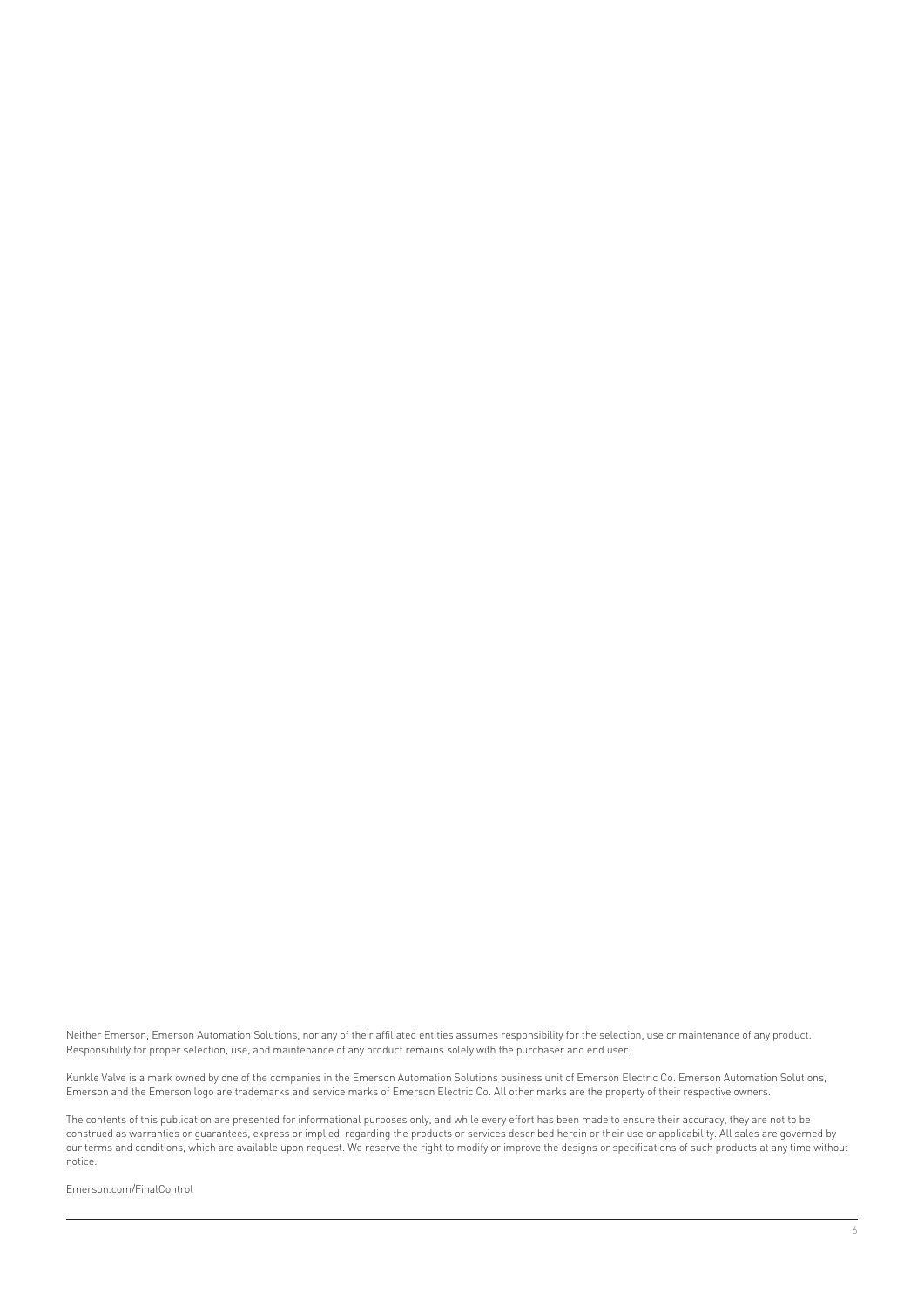Neither Emerson, Emerson Automation Solutions, nor any of their affiliated entities assumes responsibility for the selection, use or maintenance of any product. Responsibility for proper selection, use, and maintenance of any product remains solely with the purchaser and end user.

Kunkle Valve is a mark owned by one of the companies in the Emerson Automation Solutions business unit of Emerson Electric Co. Emerson Automation Solutions, Emerson and the Emerson logo are trademarks and service marks of Emerson Electric Co. All other marks are the property of their respective owners.

The contents of this publication are presented for informational purposes only, and while every effort has been made to ensure their accuracy, they are not to be construed as warranties or guarantees, express or implied, regarding the products or services described herein or their use or applicability. All sales are governed by our terms and conditions, which are available upon request. We reserve the right to modify or improve the designs or specifications of such products at any time without notice.

Emerson.com/FinalControl